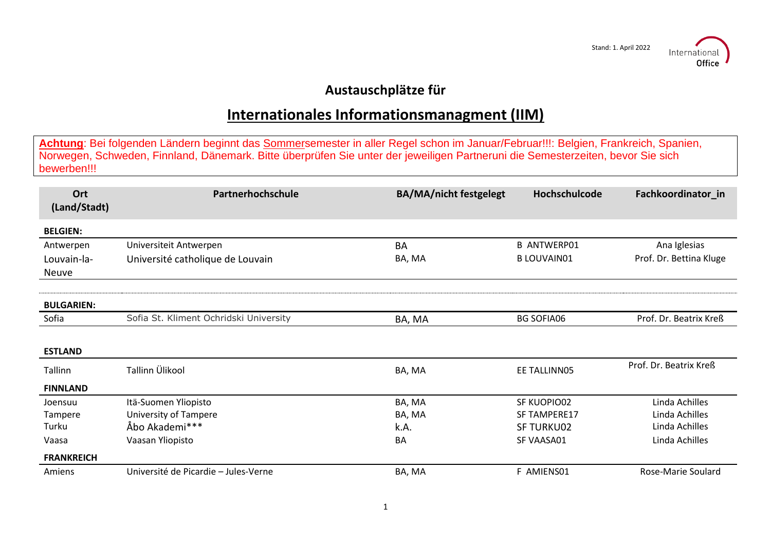Stand: 1. April 2022

# Austauschplätze für

## Internationales Informationsmanagment (IIM)

**Achtung**: Bei folgenden Ländern beginnt das Sommersemester in aller Regel schon im Januar/Februar!!!: Belgien, Frankreich, Spanien, Norwegen, Schweden, Finnland, Dänemark. Bitte überprüfen Sie unter der jeweiligen Partneruni die Semesterzeiten, bevor Sie sich bewerben!!!

| Ort (Land/Stadt) | Partnerhochschule | BA/MA/nicht festgelegt | Hochschulcode | Fachkoordinator_in |
|---|---|---|---|---|
| **BELGIEN:** | | | | |
| Antwerpen | Universiteit Antwerpen | BA | B ANTWERP01 | Ana Iglesias |
| Louvain-la-Neuve | Université catholique de Louvain | BA, MA | B LOUVAIN01 | Prof. Dr. Bettina Kluge |
| **BULGARIEN:** | | | | |
| Sofia | Sofia St. Kliment Ochridski University | BA, MA | BG SOFIA06 | Prof. Dr. Beatrix Kreß |
| **ESTLAND** | | | | |
| Tallinn | Tallinn Ülikool | BA, MA | EE TALLINN05 | Prof. Dr. Beatrix Kreß |
| **FINNLAND** | | | | |
| Joensuu | Itä-Suomen Yliopisto | BA, MA | SF KUOPIO02 | Linda Achilles |
| Tampere | University of Tampere | BA, MA | SF TAMPERE17 | Linda Achilles |
| Turku | Åbo Akademi*** | k.A. | SF TURKU02 | Linda Achilles |
| Vaasa | Vaasan Yliopisto | BA | SF VAASA01 | Linda Achilles |
| **FRANKREICH** | | | | |
| Amiens | Université de Picardie – Jules-Verne | BA, MA | F AMIENS01 | Rose-Marie Soulard |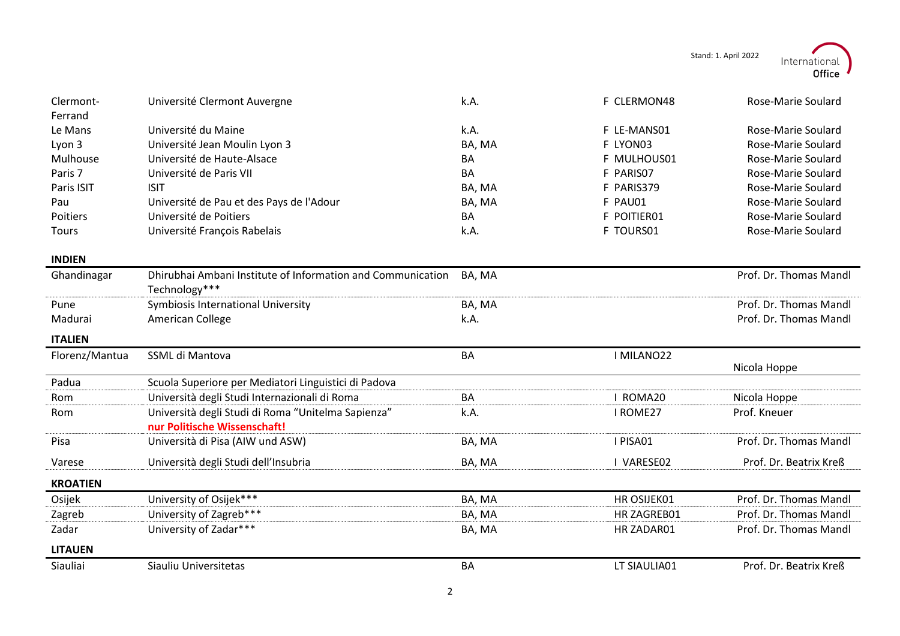| | | | | |
|---|---|---|---|---|
| Clermont-Ferrand | Université Clermont Auvergne | k.A. | F CLERMON48 | Rose-Marie Soulard |
| Le Mans | Université du Maine | k.A. | F LE-MANS01 | Rose-Marie Soulard |
| Lyon 3 | Université Jean Moulin Lyon 3 | BA, MA | F LYON03 | Rose-Marie Soulard |
| Mulhouse | Université de Haute-Alsace | BA | F MULHOUS01 | Rose-Marie Soulard |
| Paris 7 | Université de Paris VII | BA | F PARIS07 | Rose-Marie Soulard |
| Paris ISIT | ISIT | BA, MA | F PARIS379 | Rose-Marie Soulard |
| Pau | Université de Pau et des Pays de l'Adour | BA, MA | F PAU01 | Rose-Marie Soulard |
| Poitiers | Université de Poitiers | BA | F POITIER01 | Rose-Marie Soulard |
| Tours | Université François Rabelais | k.A. | F TOURS01 | Rose-Marie Soulard |

**INDIEN**

| | | | | |
|---|---|---|---|---|
| Ghandinagar | Dhirubhai Ambani Institute of Information and Communication Technology*** | BA, MA | | Prof. Dr. Thomas Mandl |
| Pune | Symbiosis International University | BA, MA | | Prof. Dr. Thomas Mandl |
| Madurai | American College | k.A. | | Prof. Dr. Thomas Mandl |

**ITALIEN**

| | | | | |
|---|---|---|---|---|
| Florenz/Mantua | SSML di Mantova | BA | I MILANO22 | Nicola Hoppe |
| Padua | Scuola Superiore per Mediatori Linguistici di Padova | | | |
| Rom | Università degli Studi Internazionali di Roma | BA | I ROMA20 | Nicola Hoppe |
| Rom | Università degli Studi di Roma "Unitelma Sapienza" **nur Politische Wissenschaft!** | k.A. | I ROME27 | Prof. Kneuer |
| Pisa | Università di Pisa (AIW und ASW) | BA, MA | I PISA01 | Prof. Dr. Thomas Mandl |
| Varese | Università degli Studi dell'Insubria | BA, MA | I VARESE02 | Prof. Dr. Beatrix Kreß |

**KROATIEN**

| | | | | |
|---|---|---|---|---|
| Osijek | University of Osijek*** | BA, MA | HR OSIJEK01 | Prof. Dr. Thomas Mandl |
| Zagreb | University of Zagreb*** | BA, MA | HR ZAGREB01 | Prof. Dr. Thomas Mandl |
| Zadar | University of Zadar*** | BA, MA | HR ZADAR01 | Prof. Dr. Thomas Mandl |

**LITAUEN**

| | | | | |
|---|---|---|---|---|
| Siauliai | Siauliu Universitetas | BA | LT SIAULIA01 | Prof. Dr. Beatrix Kreß |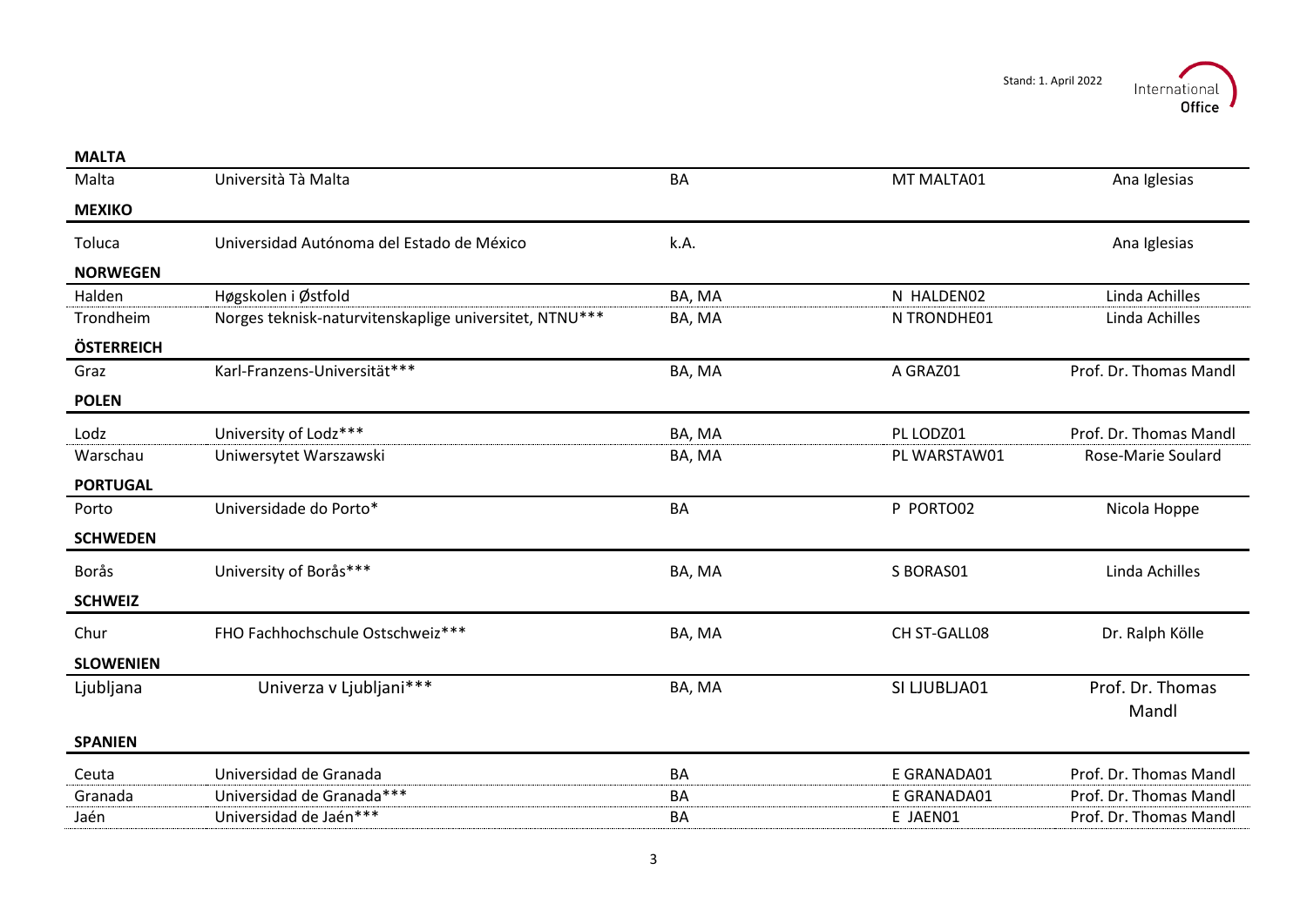Stand: 1. April 2022

| | | | | |
|---|---|---|---|---|
| **MALTA** | | | | |
| Malta | Università Tà Malta | BA | MT MALTA01 | Ana Iglesias |
| **MEXIKO** | | | | |
| Toluca | Universidad Autónoma del Estado de México | k.A. | | Ana Iglesias |
| **NORWEGEN** | | | | |
| Halden | Høgskolen i Østfold | BA, MA | N HALDEN02 | Linda Achilles |
| Trondheim | Norges teknisk-naturvitenskaplige universitet, NTNU*** | BA, MA | N TRONDHE01 | Linda Achilles |
| **ÖSTERREICH** | | | | |
| Graz | Karl-Franzens-Universität*** | BA, MA | A GRAZ01 | Prof. Dr. Thomas Mandl |
| **POLEN** | | | | |
| Lodz | University of Lodz*** | BA, MA | PL LODZ01 | Prof. Dr. Thomas Mandl |
| Warschau | Uniwersytet Warszawski | BA, MA | PL WARSTAW01 | Rose-Marie Soulard |
| **PORTUGAL** | | | | |
| Porto | Universidade do Porto* | BA | P PORTO02 | Nicola Hoppe |
| **SCHWEDEN** | | | | |
| Borås | University of Borås*** | BA, MA | S BORAS01 | Linda Achilles |
| **SCHWEIZ** | | | | |
| Chur | FHO Fachhochschule Ostschweiz*** | BA, MA | CH ST-GALL08 | Dr. Ralph Kölle |
| **SLOWENIEN** | | | | |
| Ljubljana | Univerza v Ljubljani*** | BA, MA | SI LJUBLJA01 | Prof. Dr. Thomas Mandl |
| **SPANIEN** | | | | |
| Ceuta | Universidad de Granada | BA | E GRANADA01 | Prof. Dr. Thomas Mandl |
| Granada | Universidad de Granada*** | BA | E GRANADA01 | Prof. Dr. Thomas Mandl |
| Jaén | Universidad de Jaén*** | BA | E JAEN01 | Prof. Dr. Thomas Mandl |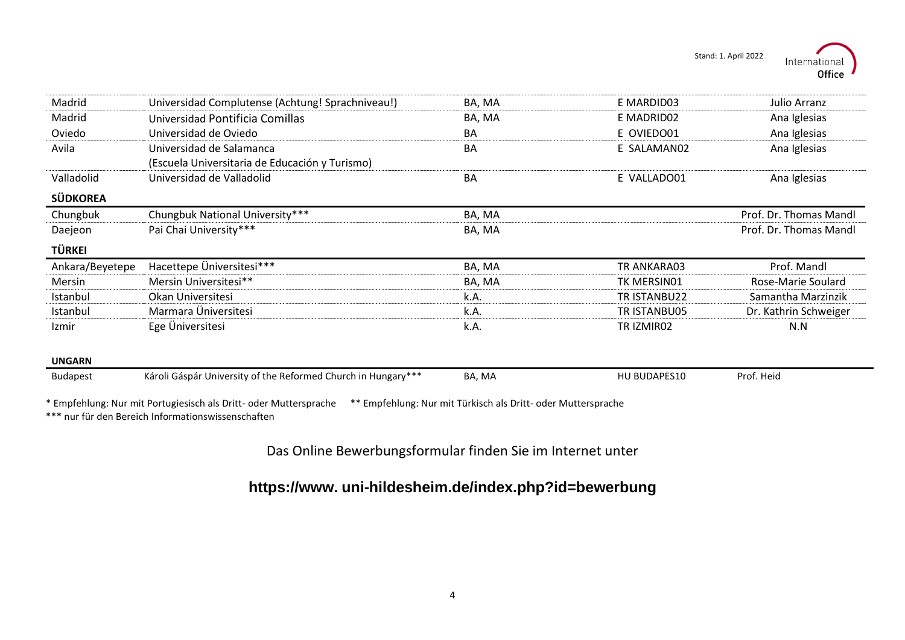| | | | | |
|---|---|---|---|---|
| Madrid | Universidad Complutense (Achtung! Sprachniveau!) | BA, MA | E MARDID03 | Julio Arranz |
| Madrid | Universidad Pontificia Comillas | BA, MA | E MADRID02 | Ana Iglesias |
| Oviedo | Universidad de Oviedo | BA | E OVIEDO01 | Ana Iglesias |
| Avila | Universidad de Salamanca (Escuela Universitaria de Educación y Turismo) | BA | E SALAMAN02 | Ana Iglesias |
| Valladolid | Universidad de Valladolid | BA | E VALLADO01 | Ana Iglesias |
| **SÜDKOREA** | | | | |
| Chungbuk | Chungbuk National University*** | BA, MA | | Prof. Dr. Thomas Mandl |
| Daejeon | Pai Chai University*** | BA, MA | | Prof. Dr. Thomas Mandl |
| **TÜRKEI** | | | | |
| Ankara/Beyetepe | Hacettepe Üniversitesi*** | BA, MA | TR ANKARA03 | Prof. Mandl |
| Mersin | Mersin Universitesi** | BA, MA | TK MERSIN01 | Rose-Marie Soulard |
| Istanbul | Okan Universitesi | k.A. | TR ISTANBU22 | Samantha Marzinzik |
| Istanbul | Marmara Üniversitesi | k.A. | TR ISTANBU05 | Dr. Kathrin Schweiger |
| Izmir | Ege Üniversitesi | k.A. | TR IZMIR02 | N.N |
| **UNGARN** | | | | |
| Budapest | Károli Gáspár University of the Reformed Church in Hungary*** | BA, MA | HU BUDAPES10 | Prof. Heid |

\* Empfehlung: Nur mit Portugiesisch als Dritt- oder Muttersprache    ** Empfehlung: Nur mit Türkisch als Dritt- oder Muttersprache

*** nur für den Bereich Informationswissenschaften

Das Online Bewerbungsformular finden Sie im Internet unter

**https://www. uni-hildesheim.de/index.php?id=bewerbung**